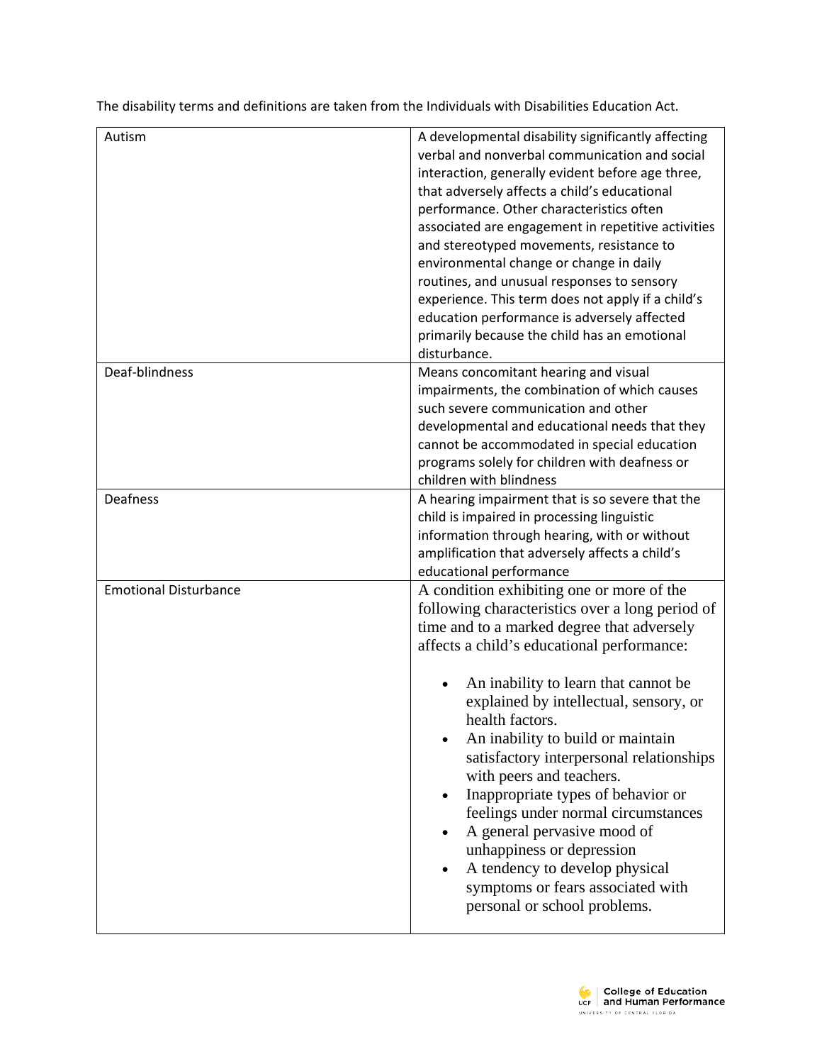The disability terms and definitions are taken from the Individuals with Disabilities Education Act.

| | |
|---|---|
| Autism | A developmental disability significantly affecting verbal and nonverbal communication and social interaction, generally evident before age three, that adversely affects a child's educational performance. Other characteristics often associated are engagement in repetitive activities and stereotyped movements, resistance to environmental change or change in daily routines, and unusual responses to sensory experience. This term does not apply if a child's education performance is adversely affected primarily because the child has an emotional disturbance. |
| Deaf-blindness | Means concomitant hearing and visual impairments, the combination of which causes such severe communication and other developmental and educational needs that they cannot be accommodated in special education programs solely for children with deafness or children with blindness |
| Deafness | A hearing impairment that is so severe that the child is impaired in processing linguistic information through hearing, with or without amplification that adversely affects a child's educational performance |
| Emotional Disturbance | A condition exhibiting one or more of the following characteristics over a long period of time and to a marked degree that adversely affects a child's educational performance:<br>• An inability to learn that cannot be explained by intellectual, sensory, or health factors.<br>• An inability to build or maintain satisfactory interpersonal relationships with peers and teachers.<br>• Inappropriate types of behavior or feelings under normal circumstances<br>• A general pervasive mood of unhappiness or depression<br>• A tendency to develop physical symptoms or fears associated with personal or school problems. |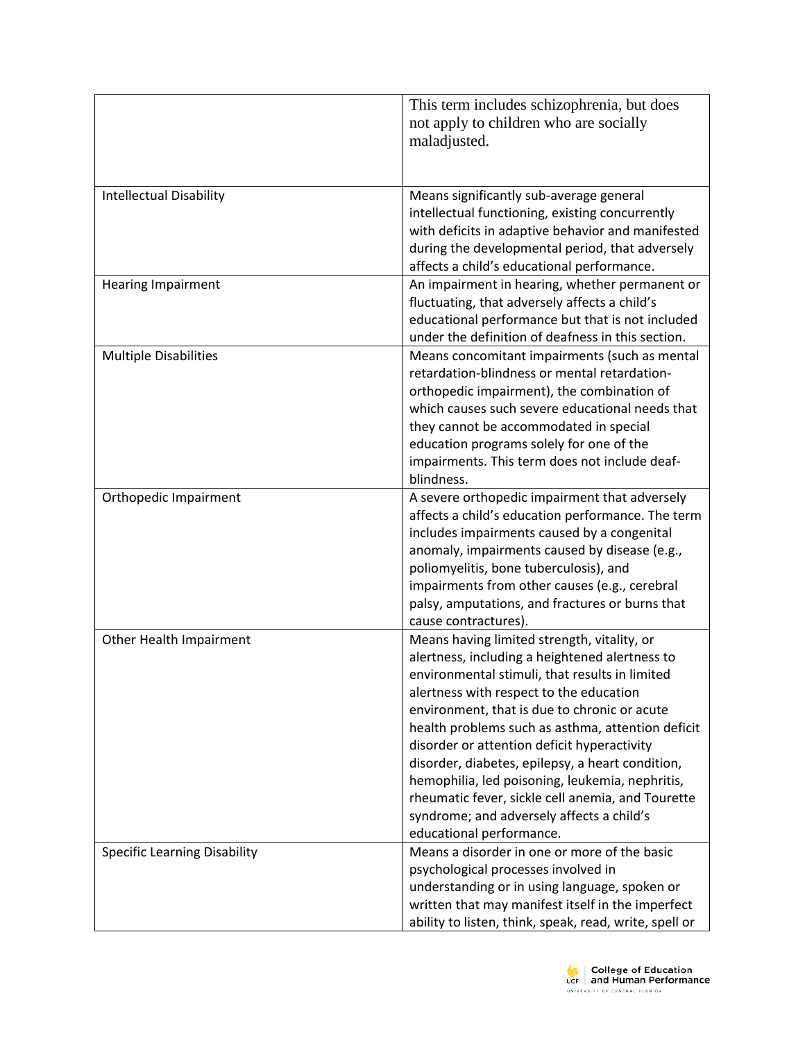| | |
|---|---|
| | This term includes schizophrenia, but does not apply to children who are socially maladjusted. |
| Intellectual Disability | Means significantly sub-average general intellectual functioning, existing concurrently with deficits in adaptive behavior and manifested during the developmental period, that adversely affects a child's educational performance. |
| Hearing Impairment | An impairment in hearing, whether permanent or fluctuating, that adversely affects a child's educational performance but that is not included under the definition of deafness in this section. |
| Multiple Disabilities | Means concomitant impairments (such as mental retardation-blindness or mental retardation-orthopedic impairment), the combination of which causes such severe educational needs that they cannot be accommodated in special education programs solely for one of the impairments. This term does not include deaf-blindness. |
| Orthopedic Impairment | A severe orthopedic impairment that adversely affects a child's education performance. The term includes impairments caused by a congenital anomaly, impairments caused by disease (e.g., poliomyelitis, bone tuberculosis), and impairments from other causes (e.g., cerebral palsy, amputations, and fractures or burns that cause contractures). |
| Other Health Impairment | Means having limited strength, vitality, or alertness, including a heightened alertness to environmental stimuli, that results in limited alertness with respect to the education environment, that is due to chronic or acute health problems such as asthma, attention deficit disorder or attention deficit hyperactivity disorder, diabetes, epilepsy, a heart condition, hemophilia, led poisoning, leukemia, nephritis, rheumatic fever, sickle cell anemia, and Tourette syndrome; and adversely affects a child's educational performance. |
| Specific Learning Disability | Means a disorder in one or more of the basic psychological processes involved in understanding or in using language, spoken or written that may manifest itself in the imperfect ability to listen, think, speak, read, write, spell or |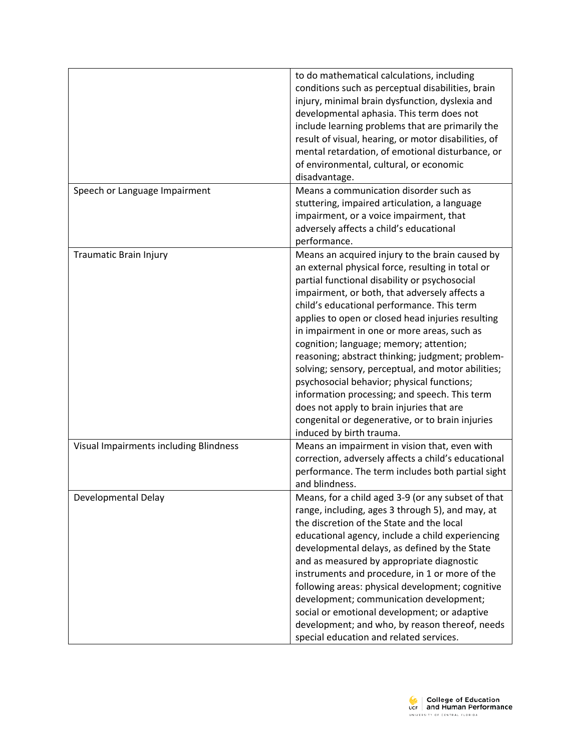| | |
|---|---|
| | to do mathematical calculations, including conditions such as perceptual disabilities, brain injury, minimal brain dysfunction, dyslexia and developmental aphasia. This term does not include learning problems that are primarily the result of visual, hearing, or motor disabilities, of mental retardation, of emotional disturbance, or of environmental, cultural, or economic disadvantage. |
| Speech or Language Impairment | Means a communication disorder such as stuttering, impaired articulation, a language impairment, or a voice impairment, that adversely affects a child's educational performance. |
| Traumatic Brain Injury | Means an acquired injury to the brain caused by an external physical force, resulting in total or partial functional disability or psychosocial impairment, or both, that adversely affects a child's educational performance. This term applies to open or closed head injuries resulting in impairment in one or more areas, such as cognition; language; memory; attention; reasoning; abstract thinking; judgment; problem-solving; sensory, perceptual, and motor abilities; psychosocial behavior; physical functions; information processing; and speech. This term does not apply to brain injuries that are congenital or degenerative, or to brain injuries induced by birth trauma. |
| Visual Impairments including Blindness | Means an impairment in vision that, even with correction, adversely affects a child's educational performance. The term includes both partial sight and blindness. |
| Developmental Delay | Means, for a child aged 3-9 (or any subset of that range, including, ages 3 through 5), and may, at the discretion of the State and the local educational agency, include a child experiencing developmental delays, as defined by the State and as measured by appropriate diagnostic instruments and procedure, in 1 or more of the following areas: physical development; cognitive development; communication development; social or emotional development; or adaptive development; and who, by reason thereof, needs special education and related services. |